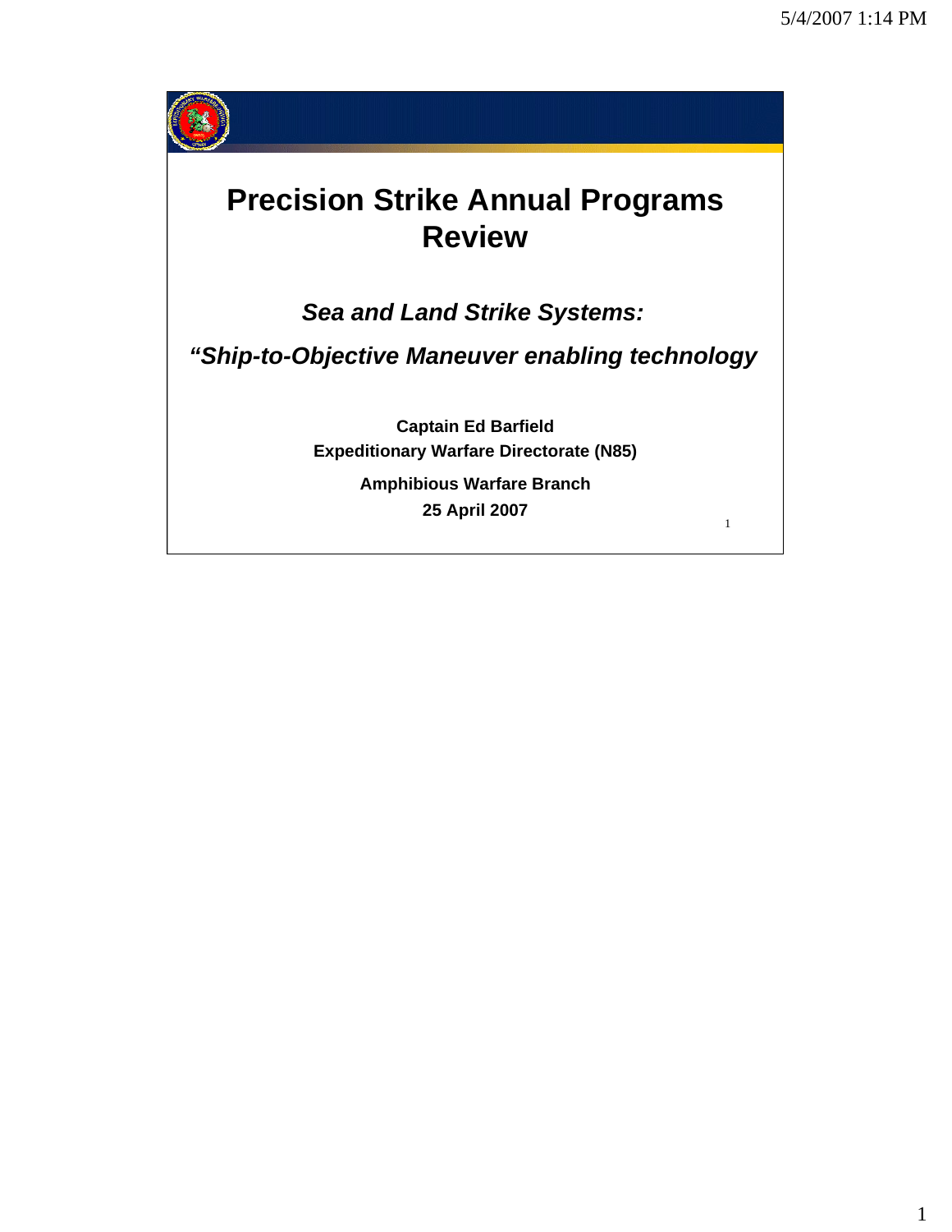# Precision Strike Annual Programs Review

## *Sea and Land Strike Systems:*

## *"Ship-to-Objective Maneuver enabling technology*

**Captain Ed Barfield**
**Expeditionary Warfare Directorate (N85)**

**Amphibious Warfare Branch**

**25 April 2007**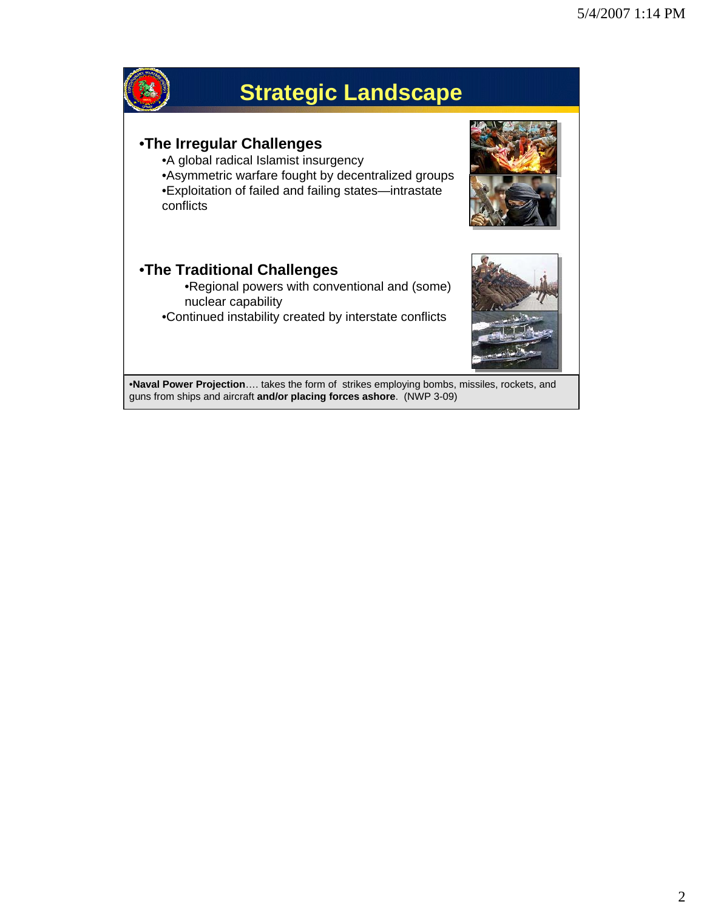# Strategic Landscape

- **The Irregular Challenges**
  - A global radical Islamist insurgency
  - Asymmetric warfare fought by decentralized groups
  - Exploitation of failed and failing states—intrastate conflicts

- **The Traditional Challenges**
  - Regional powers with conventional and (some) nuclear capability
  - Continued instability created by interstate conflicts

- **Naval Power Projection**…. takes the form of strikes employing bombs, missiles, rockets, and guns from ships and aircraft **and/or placing forces ashore**. (NWP 3-09)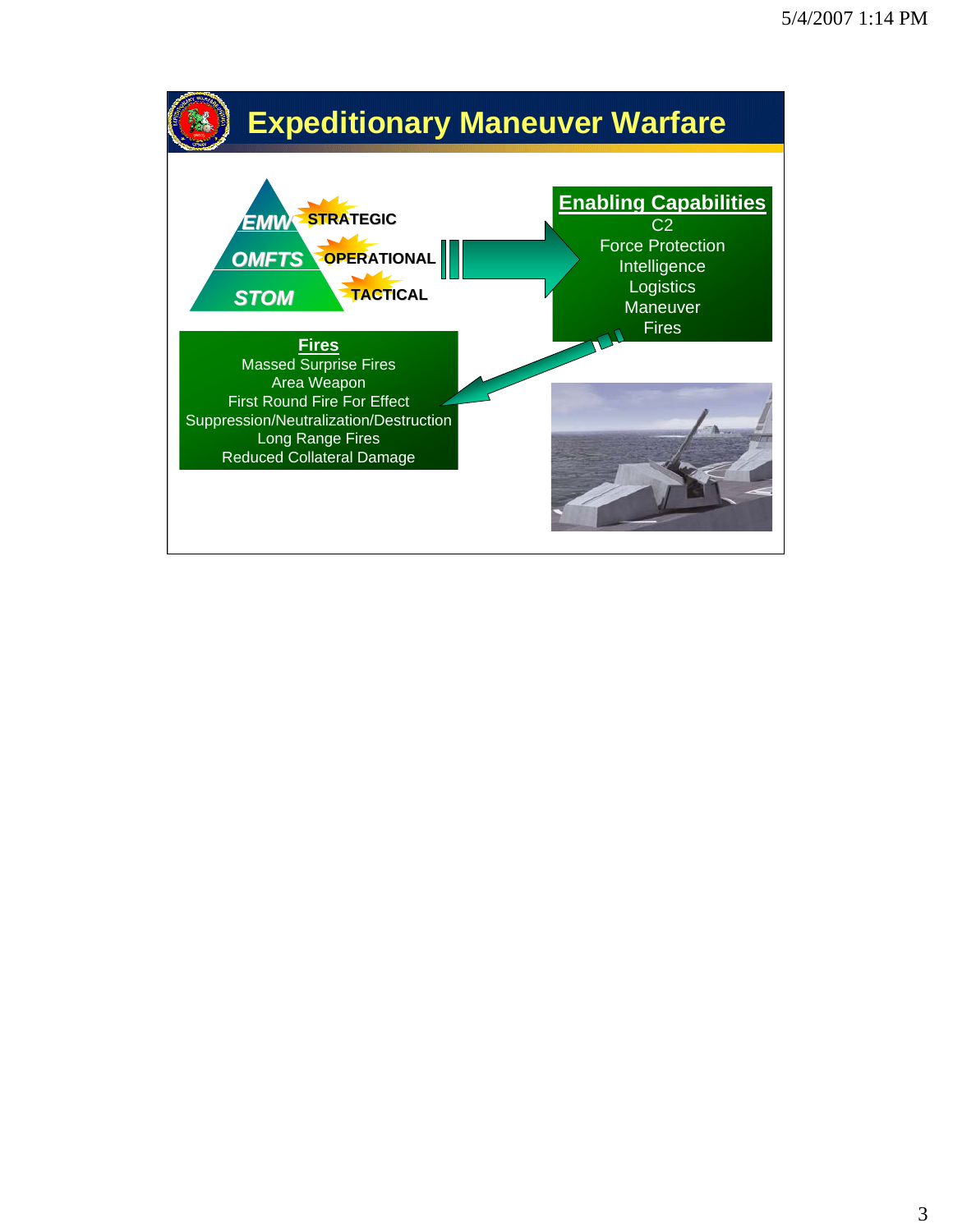# Expeditionary Maneuver Warfare

- EMW — STRATEGIC
- OMFTS — OPERATIONAL
- STOM — TACTICAL

**Enabling Capabilities**

C2
Force Protection
Intelligence
Logistics
Maneuver
Fires

**Fires**

Massed Surprise Fires
Area Weapon
First Round Fire For Effect
Suppression/Neutralization/Destruction
Long Range Fires
Reduced Collateral Damage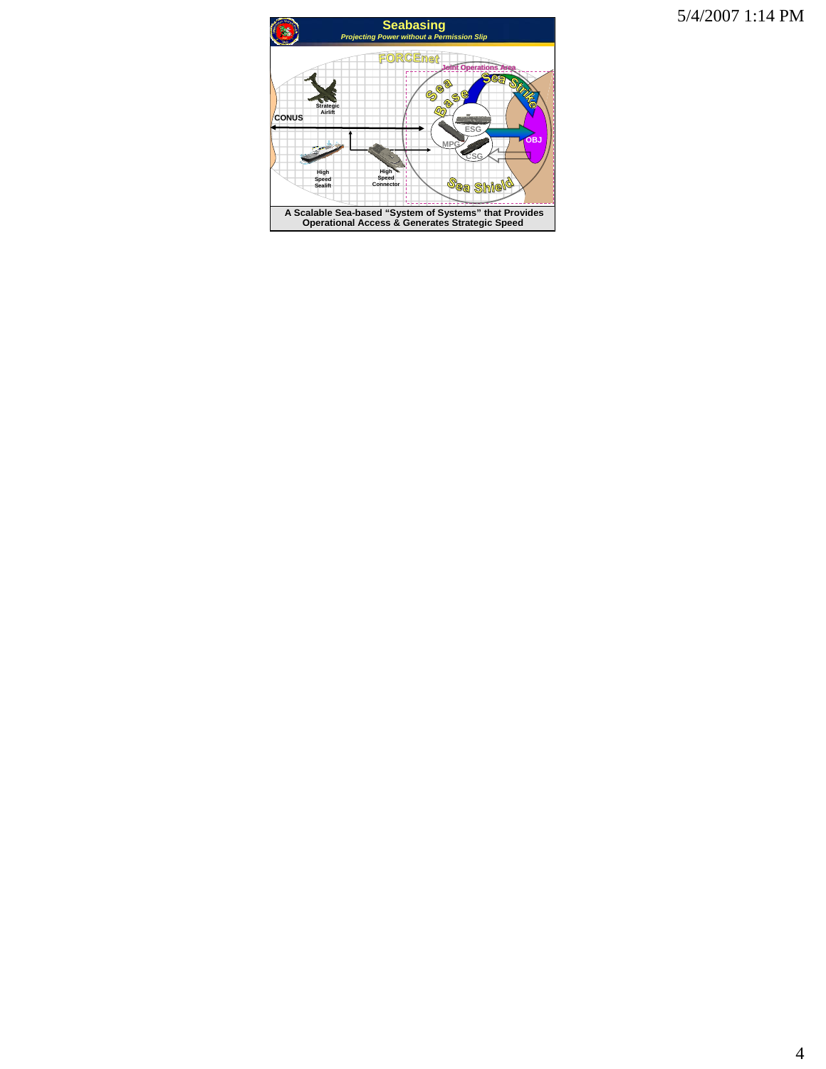# Seabasing

*Projecting Power without a Permission Slip*

FORCEnet

Joint Operations Area

Sea Base

Sea Strike

Sea Shield

CONUS

Strategic Airlift

High Speed Sealift

High Speed Connector

ESG

MPG

CSG

OBJ

**A Scalable Sea-based "System of Systems" that Provides Operational Access & Generates Strategic Speed**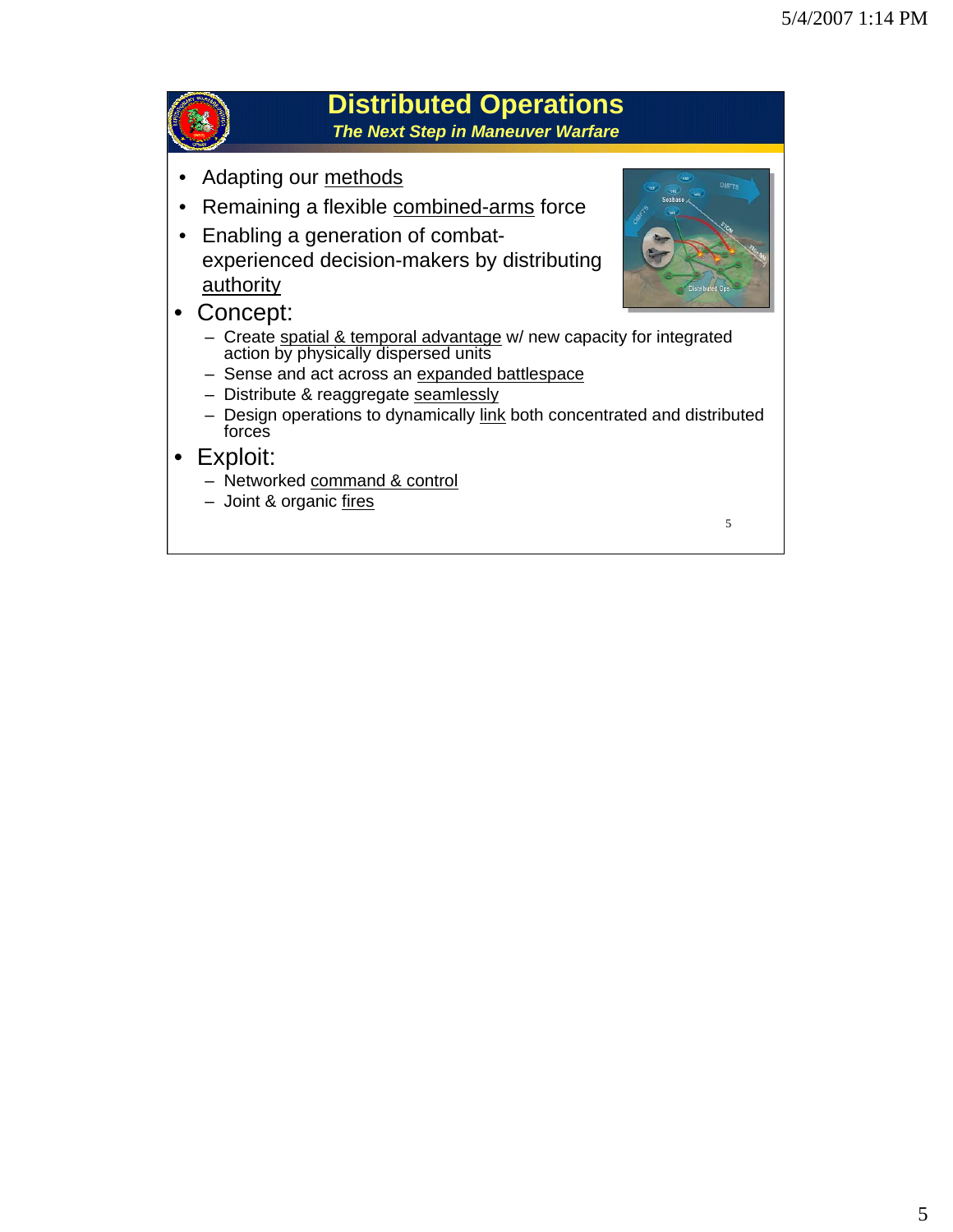# Distributed Operations

***The Next Step in Maneuver Warfare***

- Adapting our methods
- Remaining a flexible combined-arms force
- Enabling a generation of combat-experienced decision-makers by distributing authority
- Concept:
  - Create spatial & temporal advantage w/ new capacity for integrated action by physically dispersed units
  - Sense and act across an expanded battlespace
  - Distribute & reaggregate seamlessly
  - Design operations to dynamically link both concentrated and distributed forces
- Exploit:
  - Networked command & control
  - Joint & organic fires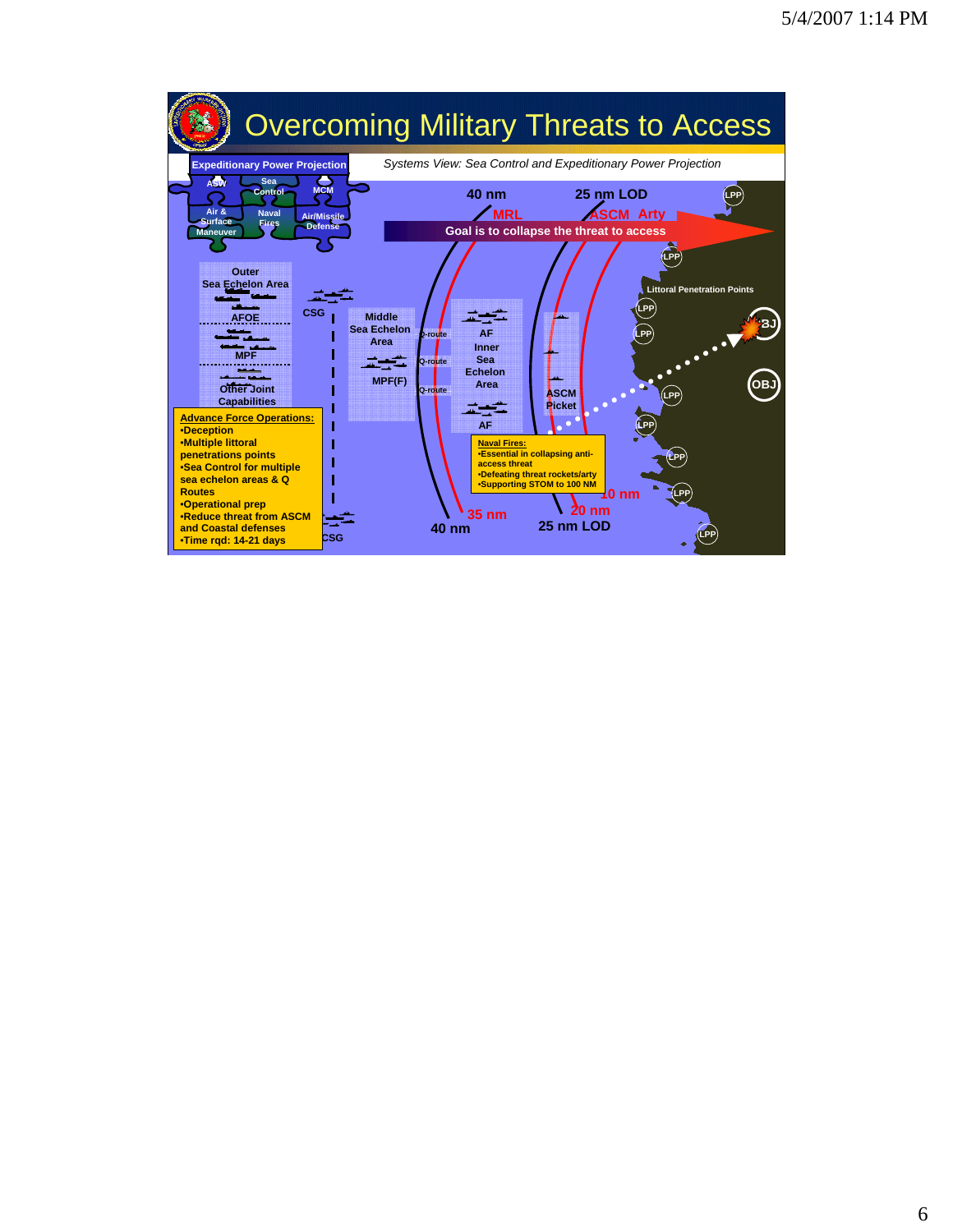# Overcoming Military Threats to Access

*Systems View: Sea Control and Expeditionary Power Projection*

**Expeditionary Power Projection**

- ASW
- Sea Control
- MCM
- Air & Surface Maneuver
- Naval Fires
- Air/Missile Defense

**Goal is to collapse the threat to access**

40 nm — MRL

25 nm LOD — ASCM Arty

Outer Sea Echelon Area: AFOE, MPF, Other Joint Capabilities

CSG

Middle Sea Echelon Area: MPF(F)

Q-route

AF — Inner Sea Echelon Area — AF

ASCM Picket

Littoral Penetration Points (LPP)

OBJ

**Advance Force Operations:**

- Deception
- Multiple littoral penetrations points
- Sea Control for multiple sea echelon areas & Q Routes
- Operational prep
- Reduce threat from ASCM and Coastal defenses
- Time rqd: 14-21 days

**Naval Fires:**

- Essential in collapsing anti-access threat
- Defeating threat rockets/arty
- Supporting STOM to 100 NM

40 nm — 35 nm — 25 nm LOD — 20 nm — 10 nm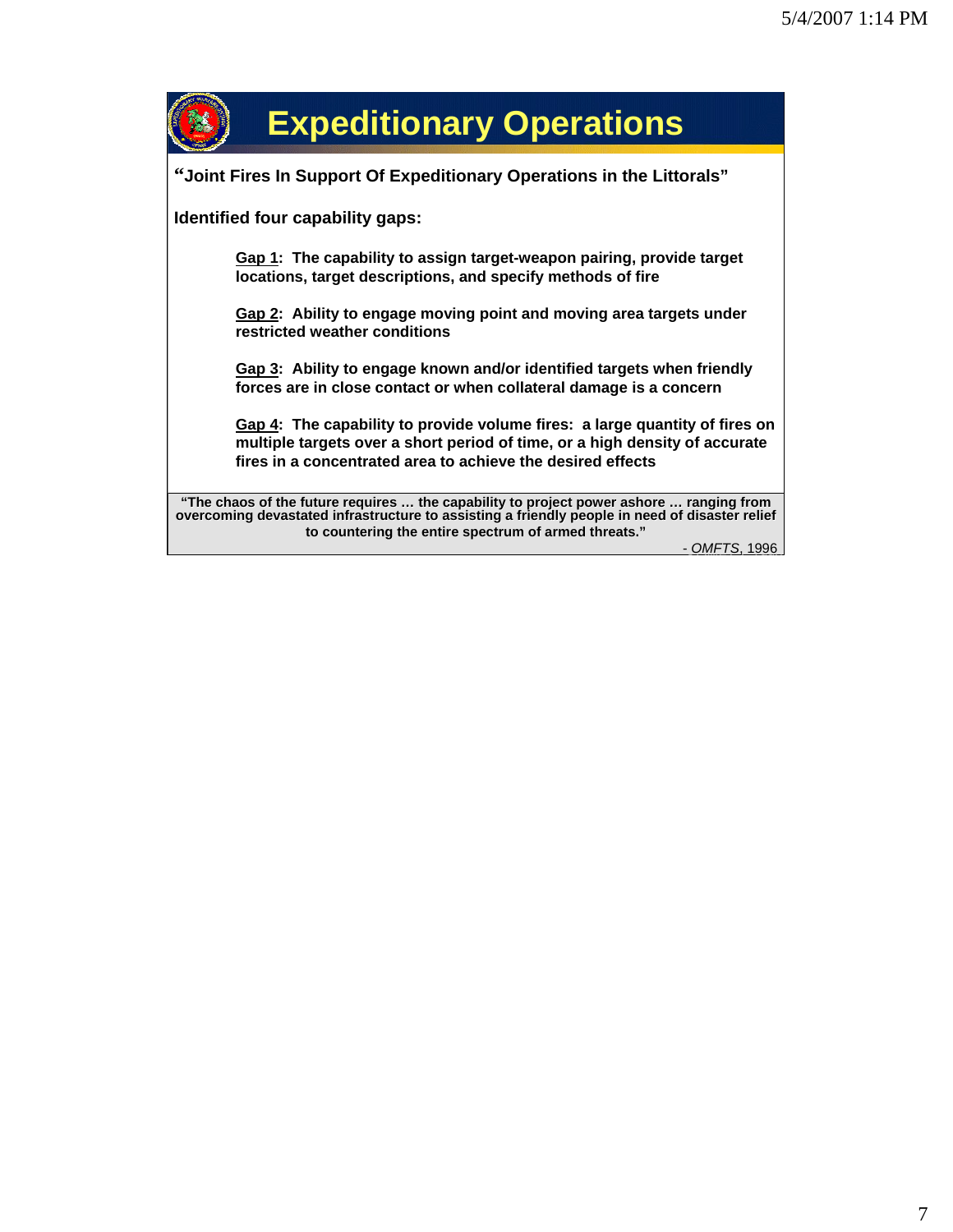# Expeditionary Operations

**"Joint Fires In Support Of Expeditionary Operations in the Littorals"**

**Identified four capability gaps:**

**<u>Gap 1</u>: The capability to assign target-weapon pairing, provide target locations, target descriptions, and specify methods of fire**

**<u>Gap 2</u>: Ability to engage moving point and moving area targets under restricted weather conditions**

**<u>Gap 3</u>: Ability to engage known and/or identified targets when friendly forces are in close contact or when collateral damage is a concern**

**<u>Gap 4</u>: The capability to provide volume fires: a large quantity of fires on multiple targets over a short period of time, or a high density of accurate fires in a concentrated area to achieve the desired effects**

> **"The chaos of the future requires … the capability to project power ashore … ranging from overcoming devastated infrastructure to assisting a friendly people in need of disaster relief to countering the entire spectrum of armed threats."**
>
> \- *OMFTS*, 1996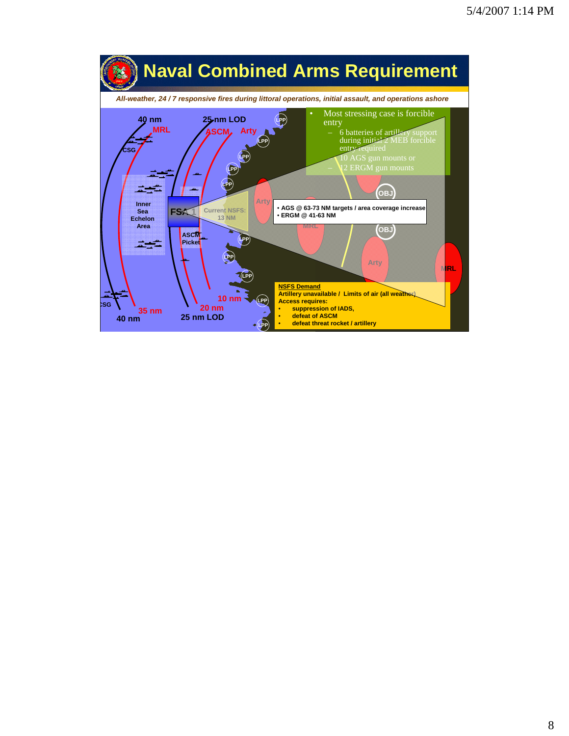# Naval Combined Arms Requirement

*All-weather, 24 / 7 responsive fires during littoral operations, initial assault, and operations ashore*

- Most stressing case is forcible entry
  - 6 batteries of artillery support during initial 2 MEB forcible entry required
  - 10 AGS gun mounts or
  - 12 ERGM gun mounts

40 nm | 25 nm LOD | MRL | ASCM | Arty | CSG | LPP | Inner Sea Echelon Area | FSA 1 | Current NSFS: 13 NM | ASCM Picket | OBJ | 35 nm | 20 nm | 10 nm

- AGS @ 63-73 NM targets / area coverage increase
- ERGM @ 41-63 NM

**NSFS Demand**

**Artillery unavailable / Limits of air (all weather)**

**Access requires:**

- **suppression of IADS,**
- **defeat of ASCM**
- **defeat threat rocket / artillery**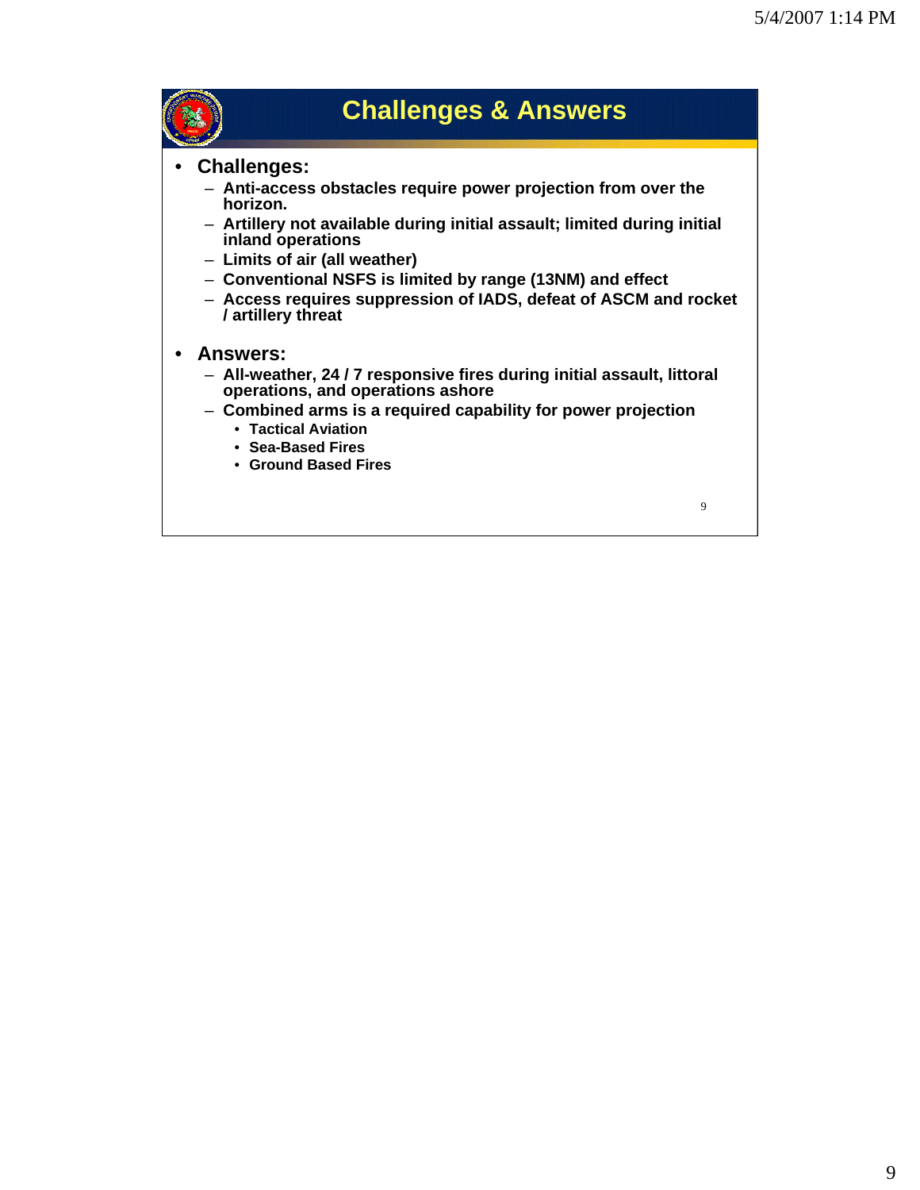# Challenges & Answers

- **Challenges:**
  - Anti-access obstacles require power projection from over the horizon.
  - Artillery not available during initial assault; limited during initial inland operations
  - Limits of air (all weather)
  - Conventional NSFS is limited by range (13NM) and effect
  - Access requires suppression of IADS, defeat of ASCM and rocket / artillery threat

- **Answers:**
  - All-weather, 24 / 7 responsive fires during initial assault, littoral operations, and operations ashore
  - Combined arms is a required capability for power projection
    - Tactical Aviation
    - Sea-Based Fires
    - Ground Based Fires